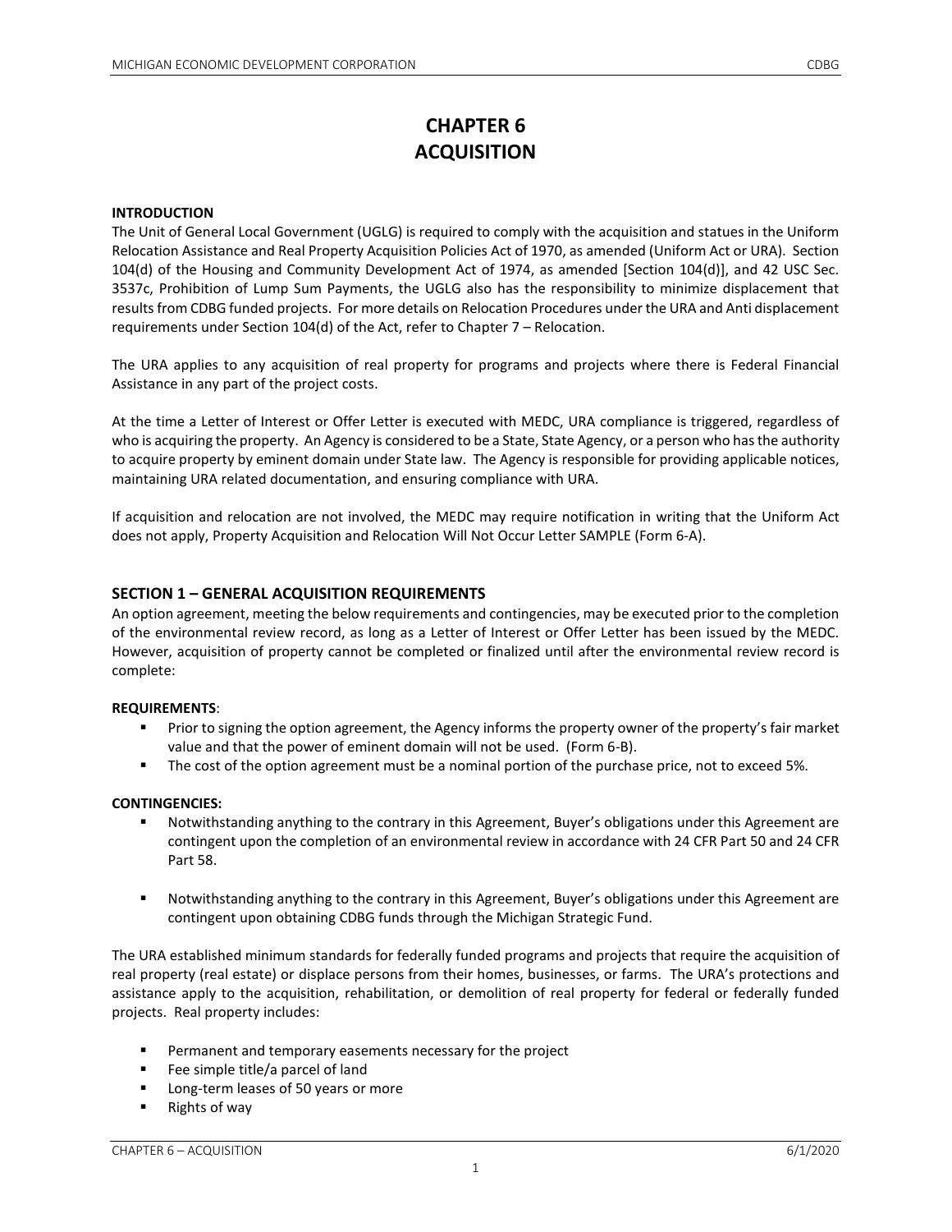# CHAPTER 6
# ACQUISITION

**INTRODUCTION**

The Unit of General Local Government (UGLG) is required to comply with the acquisition and statues in the Uniform Relocation Assistance and Real Property Acquisition Policies Act of 1970, as amended (Uniform Act or URA). Section 104(d) of the Housing and Community Development Act of 1974, as amended [Section 104(d)], and 42 USC Sec. 3537c, Prohibition of Lump Sum Payments, the UGLG also has the responsibility to minimize displacement that results from CDBG funded projects. For more details on Relocation Procedures under the URA and Anti displacement requirements under Section 104(d) of the Act, refer to Chapter 7 – Relocation.

The URA applies to any acquisition of real property for programs and projects where there is Federal Financial Assistance in any part of the project costs.

At the time a Letter of Interest or Offer Letter is executed with MEDC, URA compliance is triggered, regardless of who is acquiring the property. An Agency is considered to be a State, State Agency, or a person who has the authority to acquire property by eminent domain under State law. The Agency is responsible for providing applicable notices, maintaining URA related documentation, and ensuring compliance with URA.

If acquisition and relocation are not involved, the MEDC may require notification in writing that the Uniform Act does not apply, Property Acquisition and Relocation Will Not Occur Letter SAMPLE (Form 6-A).

## SECTION 1 – GENERAL ACQUISITION REQUIREMENTS

An option agreement, meeting the below requirements and contingencies, may be executed prior to the completion of the environmental review record, as long as a Letter of Interest or Offer Letter has been issued by the MEDC. However, acquisition of property cannot be completed or finalized until after the environmental review record is complete:

**REQUIREMENTS**:

- Prior to signing the option agreement, the Agency informs the property owner of the property's fair market value and that the power of eminent domain will not be used. (Form 6-B).
- The cost of the option agreement must be a nominal portion of the purchase price, not to exceed 5%.

**CONTINGENCIES:**

- Notwithstanding anything to the contrary in this Agreement, Buyer's obligations under this Agreement are contingent upon the completion of an environmental review in accordance with 24 CFR Part 50 and 24 CFR Part 58.
- Notwithstanding anything to the contrary in this Agreement, Buyer's obligations under this Agreement are contingent upon obtaining CDBG funds through the Michigan Strategic Fund.

The URA established minimum standards for federally funded programs and projects that require the acquisition of real property (real estate) or displace persons from their homes, businesses, or farms. The URA's protections and assistance apply to the acquisition, rehabilitation, or demolition of real property for federal or federally funded projects. Real property includes:

- Permanent and temporary easements necessary for the project
- Fee simple title/a parcel of land
- Long-term leases of 50 years or more
- Rights of way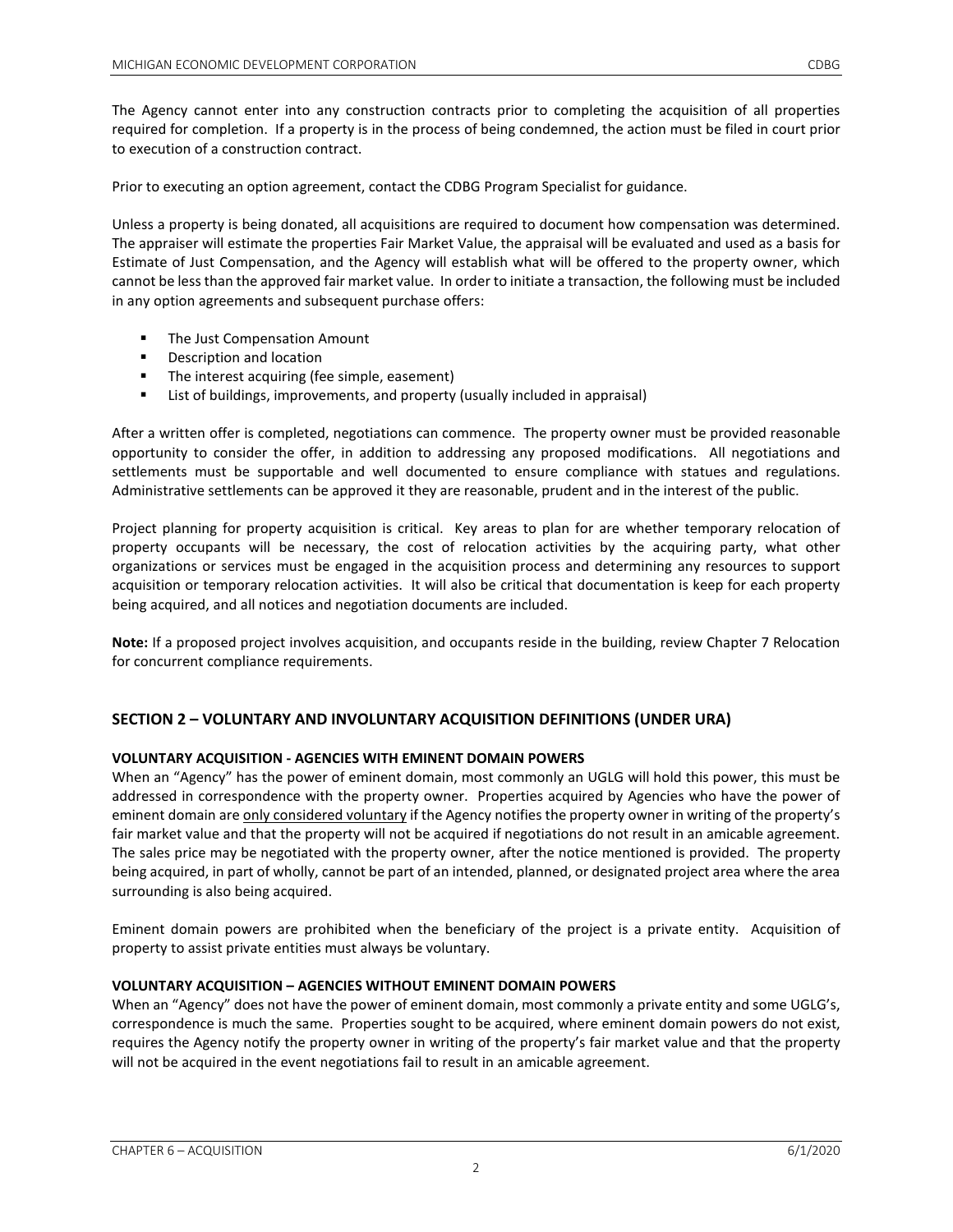The Agency cannot enter into any construction contracts prior to completing the acquisition of all properties required for completion. If a property is in the process of being condemned, the action must be filed in court prior to execution of a construction contract.

Prior to executing an option agreement, contact the CDBG Program Specialist for guidance.

Unless a property is being donated, all acquisitions are required to document how compensation was determined. The appraiser will estimate the properties Fair Market Value, the appraisal will be evaluated and used as a basis for Estimate of Just Compensation, and the Agency will establish what will be offered to the property owner, which cannot be less than the approved fair market value. In order to initiate a transaction, the following must be included in any option agreements and subsequent purchase offers:

- The Just Compensation Amount
- Description and location
- The interest acquiring (fee simple, easement)
- List of buildings, improvements, and property (usually included in appraisal)

After a written offer is completed, negotiations can commence. The property owner must be provided reasonable opportunity to consider the offer, in addition to addressing any proposed modifications. All negotiations and settlements must be supportable and well documented to ensure compliance with statues and regulations. Administrative settlements can be approved it they are reasonable, prudent and in the interest of the public.

Project planning for property acquisition is critical. Key areas to plan for are whether temporary relocation of property occupants will be necessary, the cost of relocation activities by the acquiring party, what other organizations or services must be engaged in the acquisition process and determining any resources to support acquisition or temporary relocation activities. It will also be critical that documentation is keep for each property being acquired, and all notices and negotiation documents are included.

**Note:** If a proposed project involves acquisition, and occupants reside in the building, review Chapter 7 Relocation for concurrent compliance requirements.

## SECTION 2 – VOLUNTARY AND INVOLUNTARY ACQUISITION DEFINITIONS (UNDER URA)

### VOLUNTARY ACQUISITION - AGENCIES WITH EMINENT DOMAIN POWERS

When an "Agency" has the power of eminent domain, most commonly an UGLG will hold this power, this must be addressed in correspondence with the property owner. Properties acquired by Agencies who have the power of eminent domain are only considered voluntary if the Agency notifies the property owner in writing of the property's fair market value and that the property will not be acquired if negotiations do not result in an amicable agreement. The sales price may be negotiated with the property owner, after the notice mentioned is provided. The property being acquired, in part of wholly, cannot be part of an intended, planned, or designated project area where the area surrounding is also being acquired.

Eminent domain powers are prohibited when the beneficiary of the project is a private entity. Acquisition of property to assist private entities must always be voluntary.

### VOLUNTARY ACQUISITION – AGENCIES WITHOUT EMINENT DOMAIN POWERS

When an "Agency" does not have the power of eminent domain, most commonly a private entity and some UGLG's, correspondence is much the same. Properties sought to be acquired, where eminent domain powers do not exist, requires the Agency notify the property owner in writing of the property's fair market value and that the property will not be acquired in the event negotiations fail to result in an amicable agreement.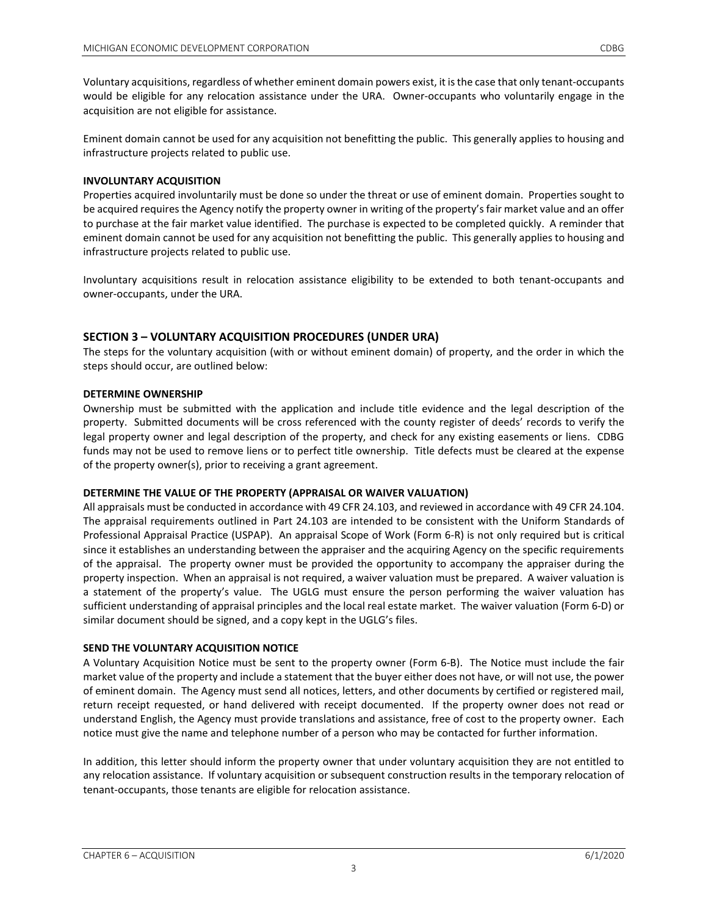Voluntary acquisitions, regardless of whether eminent domain powers exist, it is the case that only tenant-occupants would be eligible for any relocation assistance under the URA. Owner-occupants who voluntarily engage in the acquisition are not eligible for assistance.

Eminent domain cannot be used for any acquisition not benefitting the public. This generally applies to housing and infrastructure projects related to public use.

**INVOLUNTARY ACQUISITION**

Properties acquired involuntarily must be done so under the threat or use of eminent domain. Properties sought to be acquired requires the Agency notify the property owner in writing of the property's fair market value and an offer to purchase at the fair market value identified. The purchase is expected to be completed quickly. A reminder that eminent domain cannot be used for any acquisition not benefitting the public. This generally applies to housing and infrastructure projects related to public use.

Involuntary acquisitions result in relocation assistance eligibility to be extended to both tenant-occupants and owner-occupants, under the URA.

## SECTION 3 – VOLUNTARY ACQUISITION PROCEDURES (UNDER URA)

The steps for the voluntary acquisition (with or without eminent domain) of property, and the order in which the steps should occur, are outlined below:

**DETERMINE OWNERSHIP**

Ownership must be submitted with the application and include title evidence and the legal description of the property. Submitted documents will be cross referenced with the county register of deeds' records to verify the legal property owner and legal description of the property, and check for any existing easements or liens. CDBG funds may not be used to remove liens or to perfect title ownership. Title defects must be cleared at the expense of the property owner(s), prior to receiving a grant agreement.

**DETERMINE THE VALUE OF THE PROPERTY (APPRAISAL OR WAIVER VALUATION)**

All appraisals must be conducted in accordance with 49 CFR 24.103, and reviewed in accordance with 49 CFR 24.104. The appraisal requirements outlined in Part 24.103 are intended to be consistent with the Uniform Standards of Professional Appraisal Practice (USPAP). An appraisal Scope of Work (Form 6-R) is not only required but is critical since it establishes an understanding between the appraiser and the acquiring Agency on the specific requirements of the appraisal. The property owner must be provided the opportunity to accompany the appraiser during the property inspection. When an appraisal is not required, a waiver valuation must be prepared. A waiver valuation is a statement of the property's value. The UGLG must ensure the person performing the waiver valuation has sufficient understanding of appraisal principles and the local real estate market. The waiver valuation (Form 6-D) or similar document should be signed, and a copy kept in the UGLG's files.

**SEND THE VOLUNTARY ACQUISITION NOTICE**

A Voluntary Acquisition Notice must be sent to the property owner (Form 6-B). The Notice must include the fair market value of the property and include a statement that the buyer either does not have, or will not use, the power of eminent domain. The Agency must send all notices, letters, and other documents by certified or registered mail, return receipt requested, or hand delivered with receipt documented. If the property owner does not read or understand English, the Agency must provide translations and assistance, free of cost to the property owner. Each notice must give the name and telephone number of a person who may be contacted for further information.

In addition, this letter should inform the property owner that under voluntary acquisition they are not entitled to any relocation assistance. If voluntary acquisition or subsequent construction results in the temporary relocation of tenant-occupants, those tenants are eligible for relocation assistance.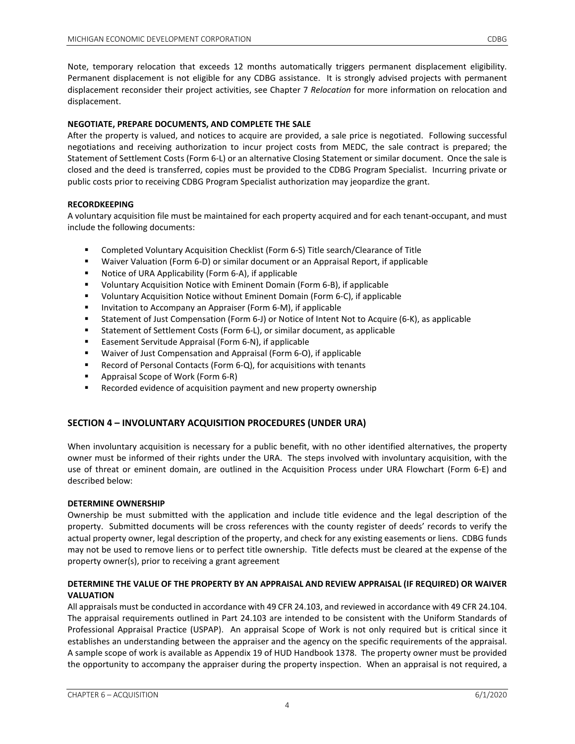Note, temporary relocation that exceeds 12 months automatically triggers permanent displacement eligibility. Permanent displacement is not eligible for any CDBG assistance. It is strongly advised projects with permanent displacement reconsider their project activities, see Chapter 7 *Relocation* for more information on relocation and displacement.

**NEGOTIATE, PREPARE DOCUMENTS, AND COMPLETE THE SALE**

After the property is valued, and notices to acquire are provided, a sale price is negotiated. Following successful negotiations and receiving authorization to incur project costs from MEDC, the sale contract is prepared; the Statement of Settlement Costs (Form 6-L) or an alternative Closing Statement or similar document. Once the sale is closed and the deed is transferred, copies must be provided to the CDBG Program Specialist. Incurring private or public costs prior to receiving CDBG Program Specialist authorization may jeopardize the grant.

**RECORDKEEPING**

A voluntary acquisition file must be maintained for each property acquired and for each tenant-occupant, and must include the following documents:

- Completed Voluntary Acquisition Checklist (Form 6-S) Title search/Clearance of Title
- Waiver Valuation (Form 6-D) or similar document or an Appraisal Report, if applicable
- Notice of URA Applicability (Form 6-A), if applicable
- Voluntary Acquisition Notice with Eminent Domain (Form 6-B), if applicable
- Voluntary Acquisition Notice without Eminent Domain (Form 6-C), if applicable
- Invitation to Accompany an Appraiser (Form 6-M), if applicable
- Statement of Just Compensation (Form 6-J) or Notice of Intent Not to Acquire (6-K), as applicable
- Statement of Settlement Costs (Form 6-L), or similar document, as applicable
- Easement Servitude Appraisal (Form 6-N), if applicable
- Waiver of Just Compensation and Appraisal (Form 6-O), if applicable
- Record of Personal Contacts (Form 6-Q), for acquisitions with tenants
- Appraisal Scope of Work (Form 6-R)
- Recorded evidence of acquisition payment and new property ownership

## SECTION 4 – INVOLUNTARY ACQUISITION PROCEDURES (UNDER URA)

When involuntary acquisition is necessary for a public benefit, with no other identified alternatives, the property owner must be informed of their rights under the URA. The steps involved with involuntary acquisition, with the use of threat or eminent domain, are outlined in the Acquisition Process under URA Flowchart (Form 6-E) and described below:

**DETERMINE OWNERSHIP**

Ownership be must submitted with the application and include title evidence and the legal description of the property. Submitted documents will be cross references with the county register of deeds' records to verify the actual property owner, legal description of the property, and check for any existing easements or liens. CDBG funds may not be used to remove liens or to perfect title ownership. Title defects must be cleared at the expense of the property owner(s), prior to receiving a grant agreement

**DETERMINE THE VALUE OF THE PROPERTY BY AN APPRAISAL AND REVIEW APPRAISAL (IF REQUIRED) OR WAIVER VALUATION**

All appraisals must be conducted in accordance with 49 CFR 24.103, and reviewed in accordance with 49 CFR 24.104. The appraisal requirements outlined in Part 24.103 are intended to be consistent with the Uniform Standards of Professional Appraisal Practice (USPAP). An appraisal Scope of Work is not only required but is critical since it establishes an understanding between the appraiser and the agency on the specific requirements of the appraisal. A sample scope of work is available as Appendix 19 of HUD Handbook 1378. The property owner must be provided the opportunity to accompany the appraiser during the property inspection. When an appraisal is not required, a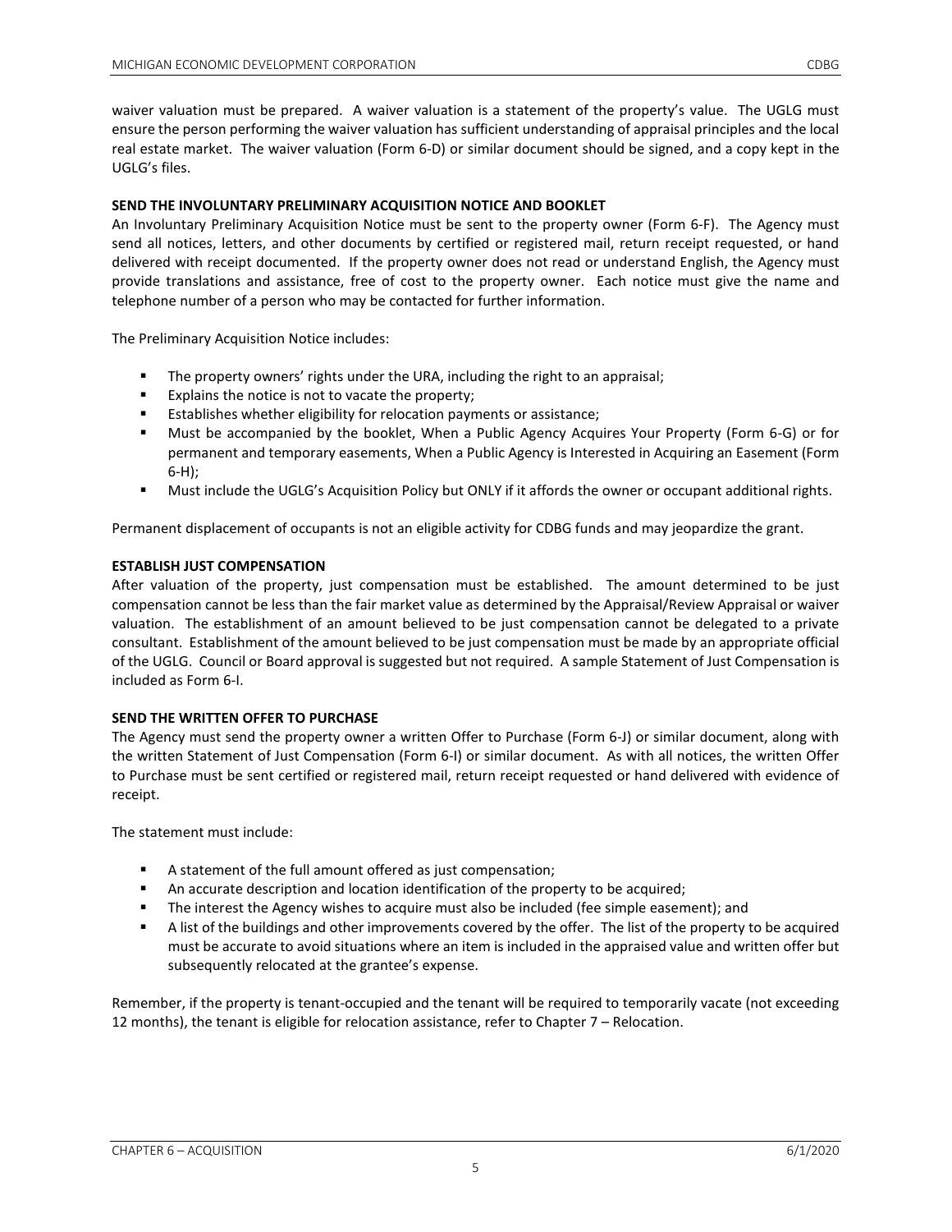waiver valuation must be prepared. A waiver valuation is a statement of the property's value. The UGLG must ensure the person performing the waiver valuation has sufficient understanding of appraisal principles and the local real estate market. The waiver valuation (Form 6-D) or similar document should be signed, and a copy kept in the UGLG's files.

**SEND THE INVOLUNTARY PRELIMINARY ACQUISITION NOTICE AND BOOKLET**

An Involuntary Preliminary Acquisition Notice must be sent to the property owner (Form 6-F). The Agency must send all notices, letters, and other documents by certified or registered mail, return receipt requested, or hand delivered with receipt documented. If the property owner does not read or understand English, the Agency must provide translations and assistance, free of cost to the property owner. Each notice must give the name and telephone number of a person who may be contacted for further information.

The Preliminary Acquisition Notice includes:

- The property owners' rights under the URA, including the right to an appraisal;
- Explains the notice is not to vacate the property;
- Establishes whether eligibility for relocation payments or assistance;
- Must be accompanied by the booklet, When a Public Agency Acquires Your Property (Form 6-G) or for permanent and temporary easements, When a Public Agency is Interested in Acquiring an Easement (Form 6-H);
- Must include the UGLG's Acquisition Policy but ONLY if it affords the owner or occupant additional rights.

Permanent displacement of occupants is not an eligible activity for CDBG funds and may jeopardize the grant.

**ESTABLISH JUST COMPENSATION**

After valuation of the property, just compensation must be established. The amount determined to be just compensation cannot be less than the fair market value as determined by the Appraisal/Review Appraisal or waiver valuation. The establishment of an amount believed to be just compensation cannot be delegated to a private consultant. Establishment of the amount believed to be just compensation must be made by an appropriate official of the UGLG. Council or Board approval is suggested but not required. A sample Statement of Just Compensation is included as Form 6-I.

**SEND THE WRITTEN OFFER TO PURCHASE**

The Agency must send the property owner a written Offer to Purchase (Form 6-J) or similar document, along with the written Statement of Just Compensation (Form 6-I) or similar document. As with all notices, the written Offer to Purchase must be sent certified or registered mail, return receipt requested or hand delivered with evidence of receipt.

The statement must include:

- A statement of the full amount offered as just compensation;
- An accurate description and location identification of the property to be acquired;
- The interest the Agency wishes to acquire must also be included (fee simple easement); and
- A list of the buildings and other improvements covered by the offer. The list of the property to be acquired must be accurate to avoid situations where an item is included in the appraised value and written offer but subsequently relocated at the grantee's expense.

Remember, if the property is tenant-occupied and the tenant will be required to temporarily vacate (not exceeding 12 months), the tenant is eligible for relocation assistance, refer to Chapter 7 – Relocation.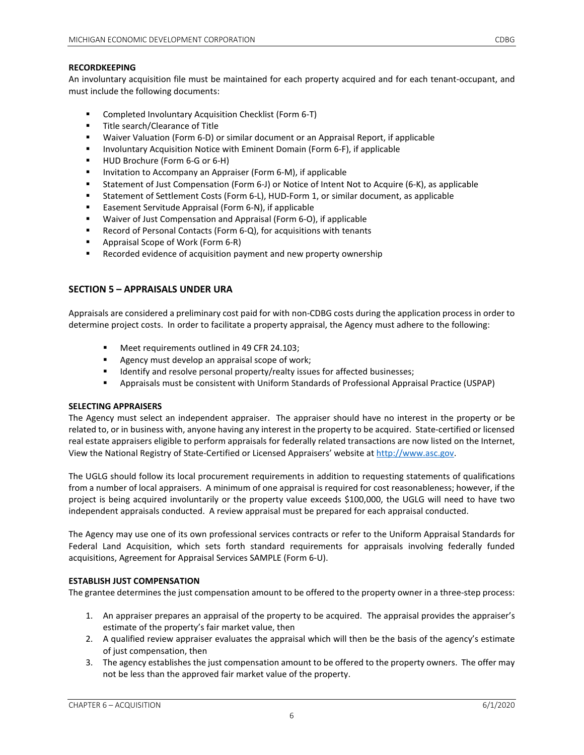**RECORDKEEPING**

An involuntary acquisition file must be maintained for each property acquired and for each tenant-occupant, and must include the following documents:

- Completed Involuntary Acquisition Checklist (Form 6-T)
- Title search/Clearance of Title
- Waiver Valuation (Form 6-D) or similar document or an Appraisal Report, if applicable
- Involuntary Acquisition Notice with Eminent Domain (Form 6-F), if applicable
- HUD Brochure (Form 6-G or 6-H)
- Invitation to Accompany an Appraiser (Form 6-M), if applicable
- Statement of Just Compensation (Form 6-J) or Notice of Intent Not to Acquire (6-K), as applicable
- Statement of Settlement Costs (Form 6-L), HUD-Form 1, or similar document, as applicable
- Easement Servitude Appraisal (Form 6-N), if applicable
- Waiver of Just Compensation and Appraisal (Form 6-O), if applicable
- Record of Personal Contacts (Form 6-Q), for acquisitions with tenants
- Appraisal Scope of Work (Form 6-R)
- Recorded evidence of acquisition payment and new property ownership

## SECTION 5 – APPRAISALS UNDER URA

Appraisals are considered a preliminary cost paid for with non-CDBG costs during the application process in order to determine project costs. In order to facilitate a property appraisal, the Agency must adhere to the following:

- Meet requirements outlined in 49 CFR 24.103;
- Agency must develop an appraisal scope of work;
- Identify and resolve personal property/realty issues for affected businesses;
- Appraisals must be consistent with Uniform Standards of Professional Appraisal Practice (USPAP)

**SELECTING APPRAISERS**

The Agency must select an independent appraiser. The appraiser should have no interest in the property or be related to, or in business with, anyone having any interest in the property to be acquired. State-certified or licensed real estate appraisers eligible to perform appraisals for federally related transactions are now listed on the Internet, View the National Registry of State-Certified or Licensed Appraisers' website at http://www.asc.gov.

The UGLG should follow its local procurement requirements in addition to requesting statements of qualifications from a number of local appraisers. A minimum of one appraisal is required for cost reasonableness; however, if the project is being acquired involuntarily or the property value exceeds $100,000, the UGLG will need to have two independent appraisals conducted. A review appraisal must be prepared for each appraisal conducted.

The Agency may use one of its own professional services contracts or refer to the Uniform Appraisal Standards for Federal Land Acquisition, which sets forth standard requirements for appraisals involving federally funded acquisitions, Agreement for Appraisal Services SAMPLE (Form 6-U).

**ESTABLISH JUST COMPENSATION**

The grantee determines the just compensation amount to be offered to the property owner in a three-step process:

1. An appraiser prepares an appraisal of the property to be acquired. The appraisal provides the appraiser's estimate of the property's fair market value, then
2. A qualified review appraiser evaluates the appraisal which will then be the basis of the agency's estimate of just compensation, then
3. The agency establishes the just compensation amount to be offered to the property owners. The offer may not be less than the approved fair market value of the property.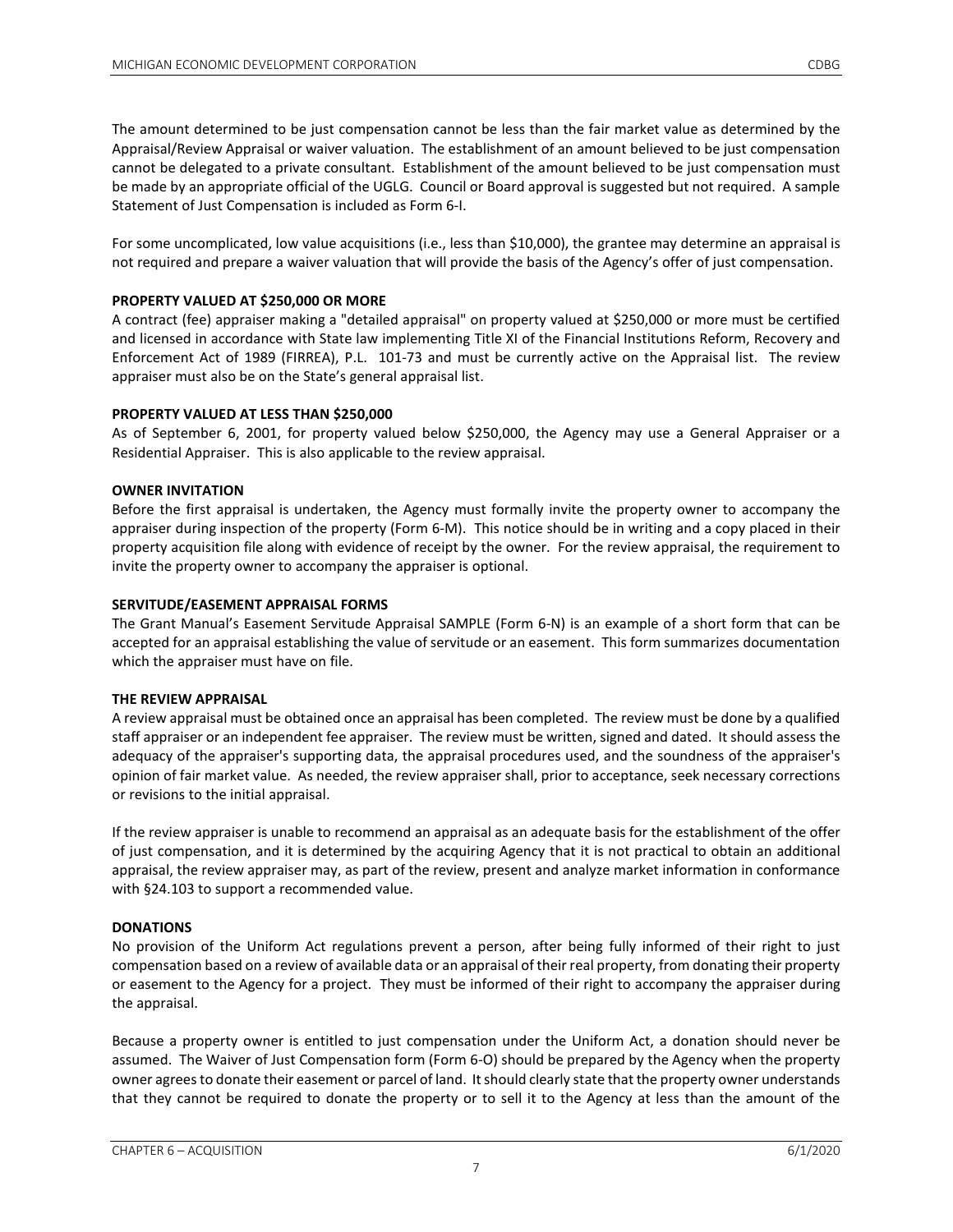The amount determined to be just compensation cannot be less than the fair market value as determined by the Appraisal/Review Appraisal or waiver valuation. The establishment of an amount believed to be just compensation cannot be delegated to a private consultant. Establishment of the amount believed to be just compensation must be made by an appropriate official of the UGLG. Council or Board approval is suggested but not required. A sample Statement of Just Compensation is included as Form 6-I.

For some uncomplicated, low value acquisitions (i.e., less than $10,000), the grantee may determine an appraisal is not required and prepare a waiver valuation that will provide the basis of the Agency's offer of just compensation.

**PROPERTY VALUED AT $250,000 OR MORE**

A contract (fee) appraiser making a "detailed appraisal" on property valued at $250,000 or more must be certified and licensed in accordance with State law implementing Title XI of the Financial Institutions Reform, Recovery and Enforcement Act of 1989 (FIRREA), P.L. 101-73 and must be currently active on the Appraisal list. The review appraiser must also be on the State's general appraisal list.

**PROPERTY VALUED AT LESS THAN $250,000**

As of September 6, 2001, for property valued below $250,000, the Agency may use a General Appraiser or a Residential Appraiser. This is also applicable to the review appraisal.

**OWNER INVITATION**

Before the first appraisal is undertaken, the Agency must formally invite the property owner to accompany the appraiser during inspection of the property (Form 6-M). This notice should be in writing and a copy placed in their property acquisition file along with evidence of receipt by the owner. For the review appraisal, the requirement to invite the property owner to accompany the appraiser is optional.

**SERVITUDE/EASEMENT APPRAISAL FORMS**

The Grant Manual's Easement Servitude Appraisal SAMPLE (Form 6-N) is an example of a short form that can be accepted for an appraisal establishing the value of servitude or an easement. This form summarizes documentation which the appraiser must have on file.

**THE REVIEW APPRAISAL**

A review appraisal must be obtained once an appraisal has been completed. The review must be done by a qualified staff appraiser or an independent fee appraiser. The review must be written, signed and dated. It should assess the adequacy of the appraiser's supporting data, the appraisal procedures used, and the soundness of the appraiser's opinion of fair market value. As needed, the review appraiser shall, prior to acceptance, seek necessary corrections or revisions to the initial appraisal.

If the review appraiser is unable to recommend an appraisal as an adequate basis for the establishment of the offer of just compensation, and it is determined by the acquiring Agency that it is not practical to obtain an additional appraisal, the review appraiser may, as part of the review, present and analyze market information in conformance with §24.103 to support a recommended value.

**DONATIONS**

No provision of the Uniform Act regulations prevent a person, after being fully informed of their right to just compensation based on a review of available data or an appraisal of their real property, from donating their property or easement to the Agency for a project. They must be informed of their right to accompany the appraiser during the appraisal.

Because a property owner is entitled to just compensation under the Uniform Act, a donation should never be assumed. The Waiver of Just Compensation form (Form 6-O) should be prepared by the Agency when the property owner agrees to donate their easement or parcel of land. It should clearly state that the property owner understands that they cannot be required to donate the property or to sell it to the Agency at less than the amount of the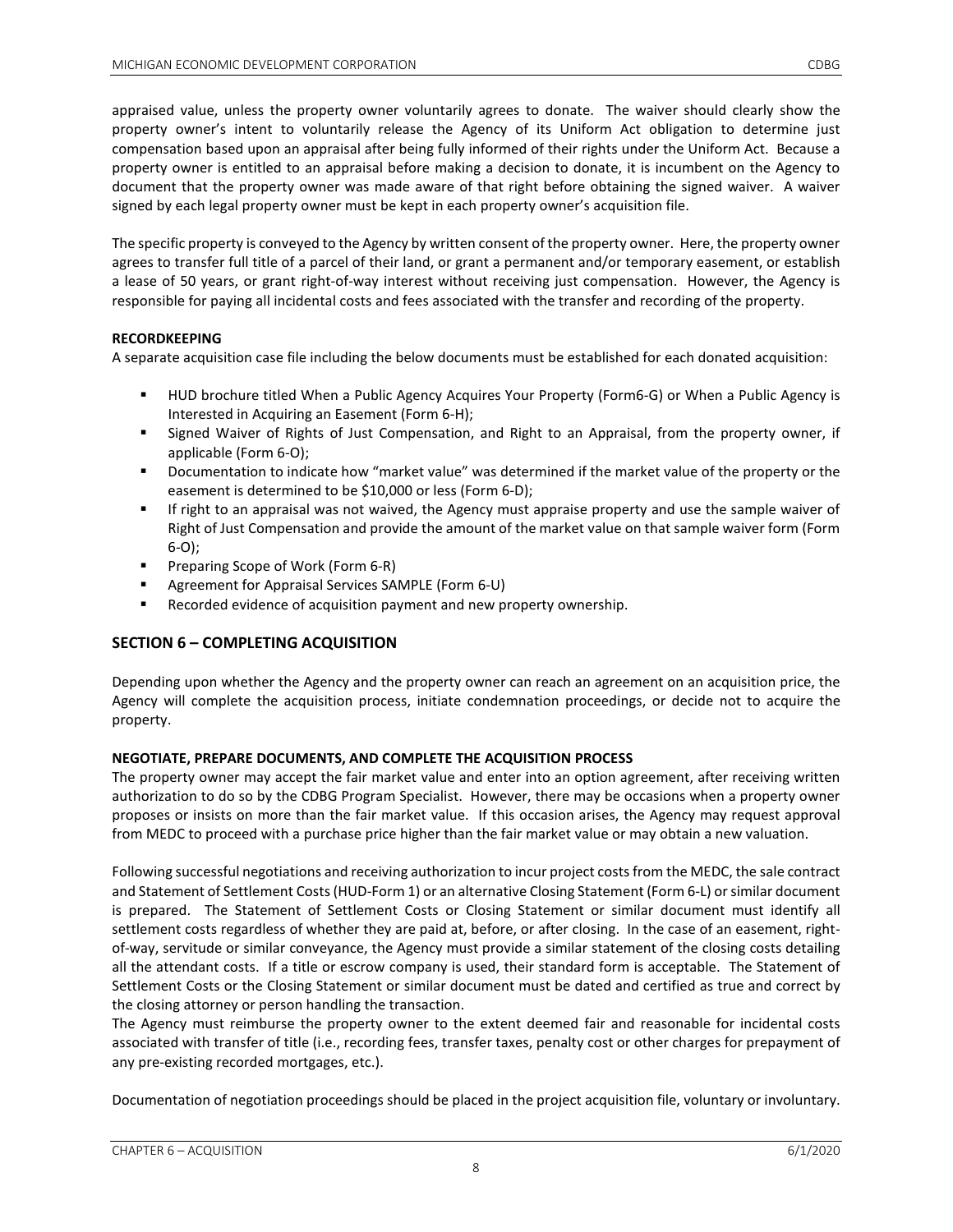appraised value, unless the property owner voluntarily agrees to donate. The waiver should clearly show the property owner's intent to voluntarily release the Agency of its Uniform Act obligation to determine just compensation based upon an appraisal after being fully informed of their rights under the Uniform Act. Because a property owner is entitled to an appraisal before making a decision to donate, it is incumbent on the Agency to document that the property owner was made aware of that right before obtaining the signed waiver. A waiver signed by each legal property owner must be kept in each property owner's acquisition file.

The specific property is conveyed to the Agency by written consent of the property owner. Here, the property owner agrees to transfer full title of a parcel of their land, or grant a permanent and/or temporary easement, or establish a lease of 50 years, or grant right-of-way interest without receiving just compensation. However, the Agency is responsible for paying all incidental costs and fees associated with the transfer and recording of the property.

**RECORDKEEPING**

A separate acquisition case file including the below documents must be established for each donated acquisition:

- HUD brochure titled When a Public Agency Acquires Your Property (Form6-G) or When a Public Agency is Interested in Acquiring an Easement (Form 6-H);
- Signed Waiver of Rights of Just Compensation, and Right to an Appraisal, from the property owner, if applicable (Form 6-O);
- Documentation to indicate how "market value" was determined if the market value of the property or the easement is determined to be $10,000 or less (Form 6-D);
- If right to an appraisal was not waived, the Agency must appraise property and use the sample waiver of Right of Just Compensation and provide the amount of the market value on that sample waiver form (Form 6-O);
- Preparing Scope of Work (Form 6-R)
- Agreement for Appraisal Services SAMPLE (Form 6-U)
- Recorded evidence of acquisition payment and new property ownership.

## SECTION 6 – COMPLETING ACQUISITION

Depending upon whether the Agency and the property owner can reach an agreement on an acquisition price, the Agency will complete the acquisition process, initiate condemnation proceedings, or decide not to acquire the property.

**NEGOTIATE, PREPARE DOCUMENTS, AND COMPLETE THE ACQUISITION PROCESS**

The property owner may accept the fair market value and enter into an option agreement, after receiving written authorization to do so by the CDBG Program Specialist. However, there may be occasions when a property owner proposes or insists on more than the fair market value. If this occasion arises, the Agency may request approval from MEDC to proceed with a purchase price higher than the fair market value or may obtain a new valuation.

Following successful negotiations and receiving authorization to incur project costs from the MEDC, the sale contract and Statement of Settlement Costs (HUD-Form 1) or an alternative Closing Statement (Form 6-L) or similar document is prepared. The Statement of Settlement Costs or Closing Statement or similar document must identify all settlement costs regardless of whether they are paid at, before, or after closing. In the case of an easement, right-of-way, servitude or similar conveyance, the Agency must provide a similar statement of the closing costs detailing all the attendant costs. If a title or escrow company is used, their standard form is acceptable. The Statement of Settlement Costs or the Closing Statement or similar document must be dated and certified as true and correct by the closing attorney or person handling the transaction.

The Agency must reimburse the property owner to the extent deemed fair and reasonable for incidental costs associated with transfer of title (i.e., recording fees, transfer taxes, penalty cost or other charges for prepayment of any pre-existing recorded mortgages, etc.).

Documentation of negotiation proceedings should be placed in the project acquisition file, voluntary or involuntary.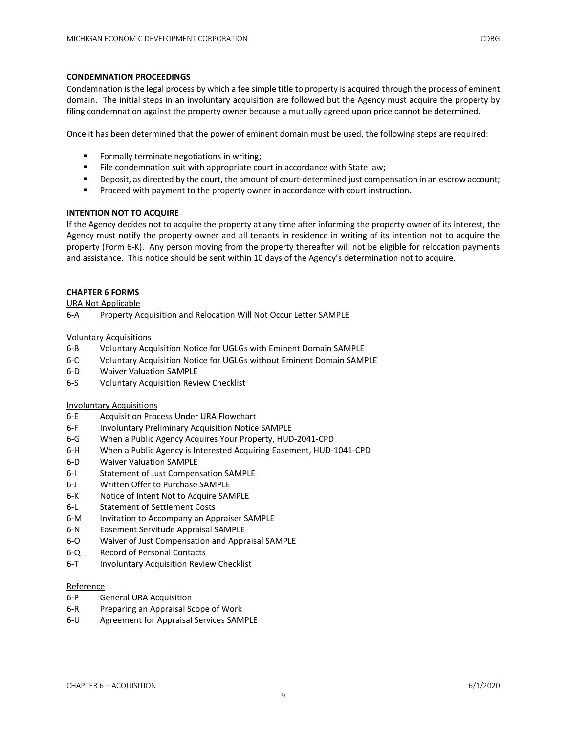### CONDEMNATION PROCEEDINGS

Condemnation is the legal process by which a fee simple title to property is acquired through the process of eminent domain. The initial steps in an involuntary acquisition are followed but the Agency must acquire the property by filing condemnation against the property owner because a mutually agreed upon price cannot be determined.

Once it has been determined that the power of eminent domain must be used, the following steps are required:

- Formally terminate negotiations in writing;
- File condemnation suit with appropriate court in accordance with State law;
- Deposit, as directed by the court, the amount of court-determined just compensation in an escrow account;
- Proceed with payment to the property owner in accordance with court instruction.

### INTENTION NOT TO ACQUIRE

If the Agency decides not to acquire the property at any time after informing the property owner of its interest, the Agency must notify the property owner and all tenants in residence in writing of its intention not to acquire the property (Form 6-K). Any person moving from the property thereafter will not be eligible for relocation payments and assistance. This notice should be sent within 10 days of the Agency's determination not to acquire.

### CHAPTER 6 FORMS

URA Not Applicable

6-A Property Acquisition and Relocation Will Not Occur Letter SAMPLE

Voluntary Acquisitions

6-B Voluntary Acquisition Notice for UGLGs with Eminent Domain SAMPLE
6-C Voluntary Acquisition Notice for UGLGs without Eminent Domain SAMPLE
6-D Waiver Valuation SAMPLE
6-S Voluntary Acquisition Review Checklist

Involuntary Acquisitions

6-E Acquisition Process Under URA Flowchart
6-F Involuntary Preliminary Acquisition Notice SAMPLE
6-G When a Public Agency Acquires Your Property, HUD-2041-CPD
6-H When a Public Agency is Interested Acquiring Easement, HUD-1041-CPD
6-D Waiver Valuation SAMPLE
6-I Statement of Just Compensation SAMPLE
6-J Written Offer to Purchase SAMPLE
6-K Notice of Intent Not to Acquire SAMPLE
6-L Statement of Settlement Costs
6-M Invitation to Accompany an Appraiser SAMPLE
6-N Easement Servitude Appraisal SAMPLE
6-O Waiver of Just Compensation and Appraisal SAMPLE
6-Q Record of Personal Contacts
6-T Involuntary Acquisition Review Checklist

Reference

6-P General URA Acquisition
6-R Preparing an Appraisal Scope of Work
6-U Agreement for Appraisal Services SAMPLE